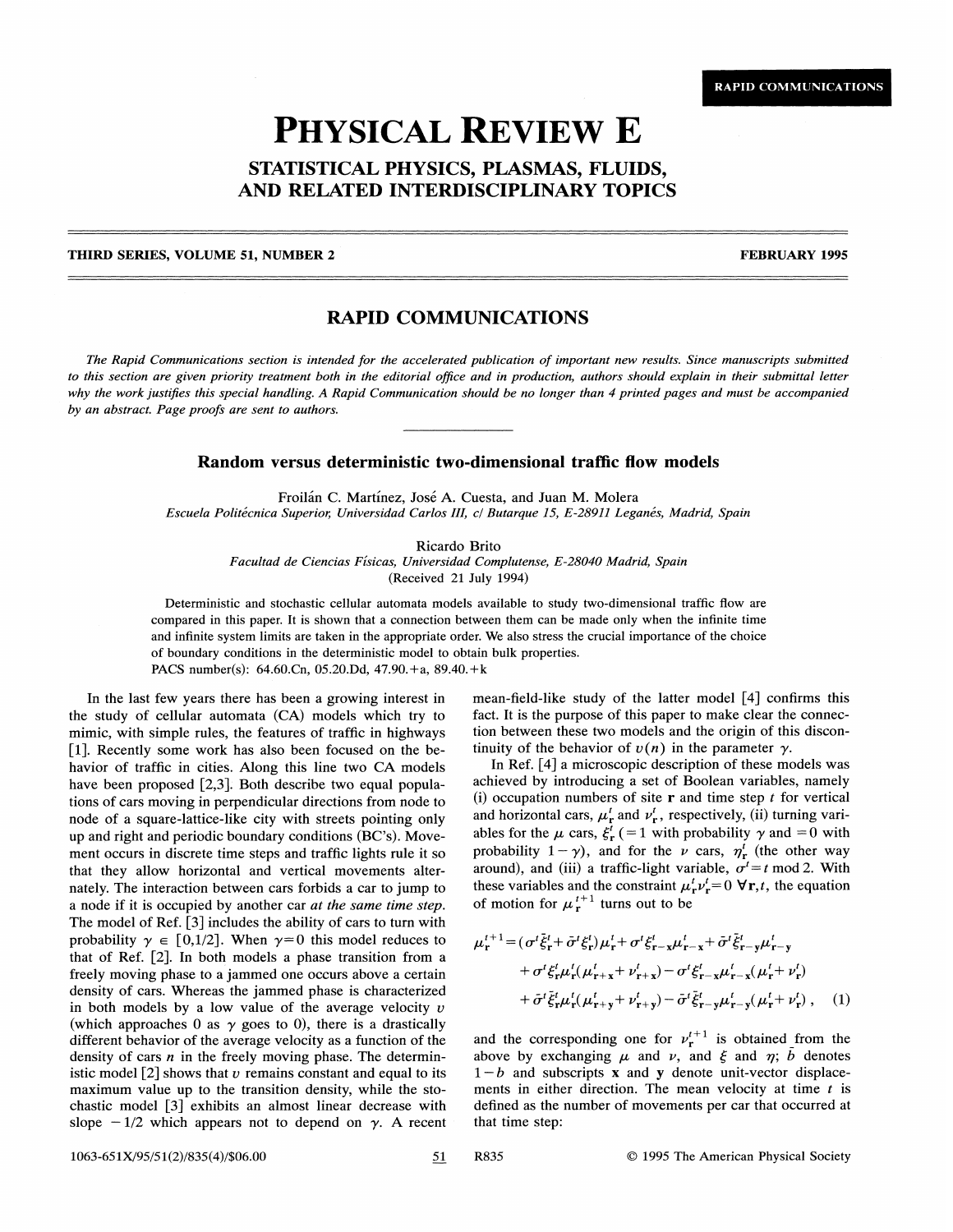# PHYSICAL REVIEW E

## STATISTICAL PHYSICS, PLASMAS, FLUIDS, AND RELATED INTERDISCIPLINARY TOPICS

**THIRD SERIES, VOLUME 51, NUMBER 2** **FEBRUARY 1995**

## RAPID COMMUNICATIONS

*The Rapid Communications section is intended for the accelerated publication of important new results. Since manuscripts submitted to this section are given priority treatment both in the editorial office and in production, authors should explain in their submittal letter why the work justifies this special handling. A Rapid Communication should be no longer than 4 printed pages and must be accompanied by an abstract. Page proofs are sent to authors.*

---

### Random versus deterministic two-dimensional traffic flow models

Froilán C. Martínez, José A. Cuesta, and Juan M. Molera
*Escuela Politécnica Superior, Universidad Carlos III, c/ Butarque 15, E-28911 Leganés, Madrid, Spain*

Ricardo Brito
*Facultad de Ciencias Físicas, Universidad Complutense, E-28040 Madrid, Spain*
(Received 21 July 1994)

Deterministic and stochastic cellular automata models available to study two-dimensional traffic flow are compared in this paper. It is shown that a connection between them can be made only when the infinite time and infinite system limits are taken in the appropriate order. We also stress the crucial importance of the choice of boundary conditions in the deterministic model to obtain bulk properties.

PACS number(s): 64.60.Cn, 05.20.Dd, 47.90.+a, 89.40.+k

In the last few years there has been a growing interest in the study of cellular automata (CA) models which try to mimic, with simple rules, the features of traffic in highways [1]. Recently some work has also been focused on the behavior of traffic in cities. Along this line two CA models have been proposed [2,3]. Both describe two equal populations of cars moving in perpendicular directions from node to node of a square-lattice-like city with streets pointing only up and right and periodic boundary conditions (BC's). Movement occurs in discrete time steps and traffic lights rule it so that they allow horizontal and vertical movements alternately. The interaction between cars forbids a car to jump to a node if it is occupied by another car *at the same time step*. The model of Ref. [3] includes the ability of cars to turn with probability $\gamma \in [0,1/2]$. When $\gamma=0$ this model reduces to that of Ref. [2]. In both models a phase transition from a freely moving phase to a jammed one occurs above a certain density of cars. Whereas the jammed phase is characterized in both models by a low value of the average velocity $v$ (which approaches 0 as $\gamma$ goes to 0), there is a drastically different behavior of the average velocity as a function of the density of cars $n$ in the freely moving phase. The deterministic model [2] shows that $v$ remains constant and equal to its maximum value up to the transition density, while the stochastic model [3] exhibits an almost linear decrease with slope $-1/2$ which appears not to depend on $\gamma$. A recent mean-field-like study of the latter model [4] confirms this fact. It is the purpose of this paper to make clear the connection between these two models and the origin of this discontinuity of the behavior of $v(n)$ in the parameter $\gamma$.

In Ref. [4] a microscopic description of these models was achieved by introducing a set of Boolean variables, namely (i) occupation numbers of site $\mathbf{r}$ and time step $t$ for vertical and horizontal cars, $\mu_\mathbf{r}^t$ and $\nu_\mathbf{r}^t$, respectively, (ii) turning variables for the $\mu$ cars, $\xi_\mathbf{r}^t$ ($=1$ with probability $\gamma$ and $=0$ with probability $1-\gamma$), and for the $\nu$ cars, $\eta_\mathbf{r}^t$ (the other way around), and (iii) a traffic-light variable, $\sigma^t = t \bmod 2$. With these variables and the constraint $\mu_\mathbf{r}^t \nu_\mathbf{r}^t = 0 \; \forall \mathbf{r},t$, the equation of motion for $\mu_\mathbf{r}^{t+1}$ turns out to be

$$\begin{aligned}\mu_\mathbf{r}^{t+1} = {} & (\sigma^t \bar{\xi}_\mathbf{r}^t + \bar{\sigma}^t \xi_\mathbf{r}^t)\mu_\mathbf{r}^t + \sigma^t \xi_{\mathbf{r}-\mathbf{x}}^t \mu_{\mathbf{r}-\mathbf{x}}^t + \bar{\sigma}^t \bar{\xi}_{\mathbf{r}-\mathbf{y}}^t \mu_{\mathbf{r}-\mathbf{y}}^t \\ & + \sigma^t \xi_\mathbf{r}^t \mu_\mathbf{r}^t (\mu_{\mathbf{r}+\mathbf{x}}^t + \nu_{\mathbf{r}+\mathbf{x}}^t) - \sigma^t \xi_{\mathbf{r}-\mathbf{x}}^t \mu_{\mathbf{r}-\mathbf{x}}^t (\mu_\mathbf{r}^t + \nu_\mathbf{r}^t) \\ & + \bar{\sigma}^t \bar{\xi}_\mathbf{r}^t \mu_\mathbf{r}^t (\mu_{\mathbf{r}+\mathbf{y}}^t + \nu_{\mathbf{r}+\mathbf{y}}^t) - \bar{\sigma}^t \bar{\xi}_{\mathbf{r}-\mathbf{y}}^t \mu_{\mathbf{r}-\mathbf{y}}^t (\mu_\mathbf{r}^t + \nu_\mathbf{r}^t), \end{aligned} \quad (1)$$

and the corresponding one for $\nu_\mathbf{r}^{t+1}$ is obtained from the above by exchanging $\mu$ and $\nu$, and $\xi$ and $\eta$; $\bar{b}$ denotes $1-b$ and subscripts $\mathbf{x}$ and $\mathbf{y}$ denote unit-vector displacements in either direction. The mean velocity at time $t$ is defined as the number of movements per car that occurred at that time step:

1063-651X/95/51(2)/835(4)/$06.00 © 1995 The American Physical Society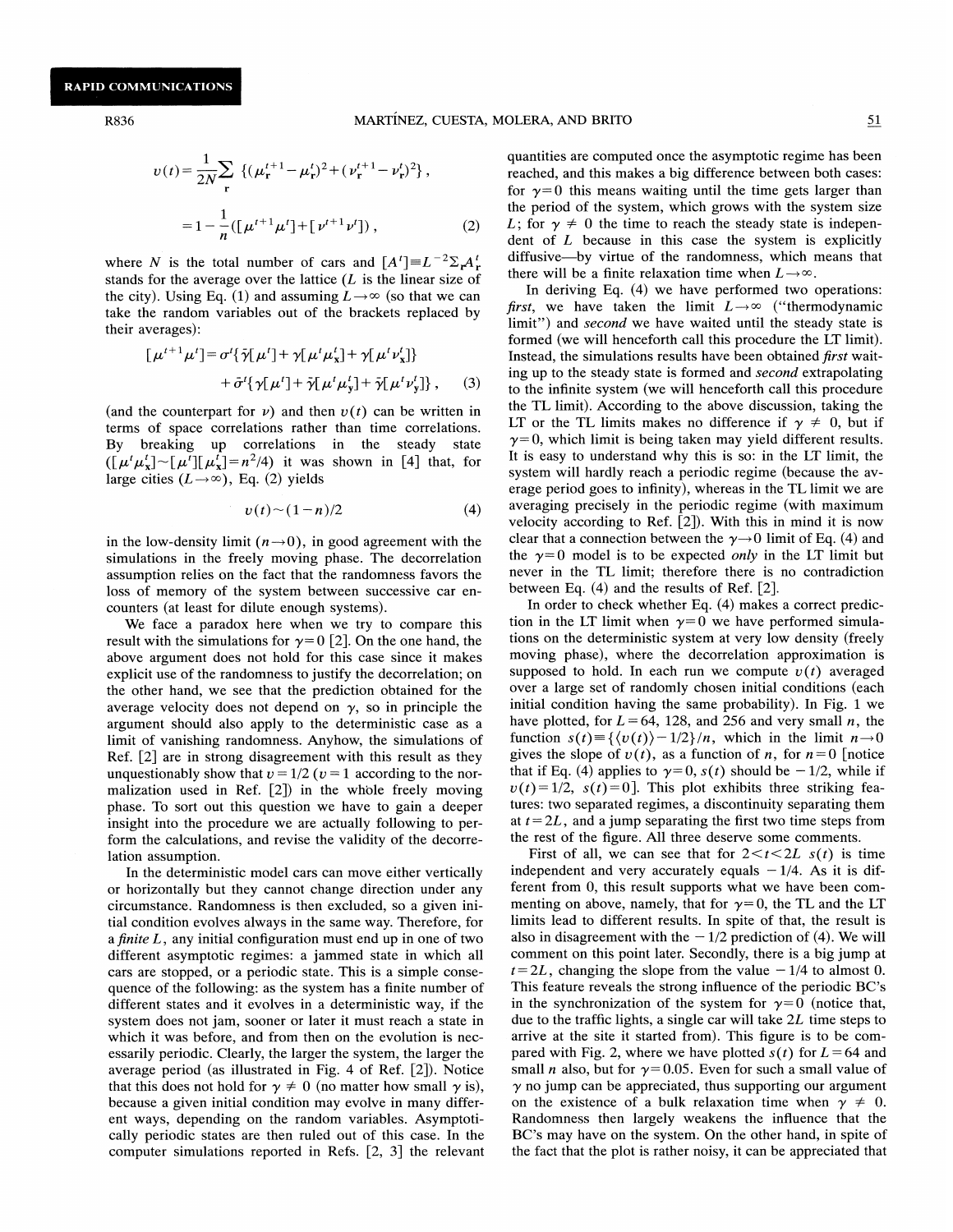$$v(t) = \frac{1}{2N} \sum_{\mathbf{r}} \{(\mu_{\mathbf{r}}^{t+1} - \mu_{\mathbf{r}}^{t})^2 + (\nu_{\mathbf{r}}^{t+1} - \nu_{\mathbf{r}}^{t})^2\},$$

$$= 1 - \frac{1}{n}([\mu^{t+1}\mu^{t}] + [\nu^{t+1}\nu^{t}]), \tag{2}$$

where $N$ is the total number of cars and $[A^t] \equiv L^{-2}\Sigma_{\mathbf{r}} A_{\mathbf{r}}^t$ stands for the average over the lattice ($L$ is the linear size of the city). Using Eq. (1) and assuming $L \to \infty$ (so that we can take the random variables out of the brackets replaced by their averages):

$$[\mu^{t+1}\mu^{t}] = \sigma^t\{\bar{\gamma}[\mu^t] + \gamma[\mu^t\mu_{\mathbf{x}}^t] + \gamma[\mu^t\nu_{\mathbf{x}}^t]\}$$
$$+ \bar{\sigma}^t\{\gamma[\mu^t] + \bar{\gamma}[\mu^t\mu_{\mathbf{y}}^t] + \bar{\gamma}[\mu^t\nu_{\mathbf{y}}^t]\}, \tag{3}$$

(and the counterpart for $\nu$) and then $v(t)$ can be written in terms of space correlations rather than time correlations. By breaking up correlations in the steady state ($[\mu^t\mu_{\mathbf{x}}^t] \sim [\mu^t][\mu_{\mathbf{x}}^t] = n^2/4$) it was shown in [4] that, for large cities ($L \to \infty$), Eq. (2) yields

$$v(t) \sim (1-n)/2 \tag{4}$$

in the low-density limit ($n \to 0$), in good agreement with the simulations in the freely moving phase. The decorrelation assumption relies on the fact that the randomness favors the loss of memory of the system between successive car encounters (at least for dilute enough systems).

We face a paradox here when we try to compare this result with the simulations for $\gamma = 0$ [2]. On the one hand, the above argument does not hold for this case since it makes explicit use of the randomness to justify the decorrelation; on the other hand, we see that the prediction obtained for the average velocity does not depend on $\gamma$, so in principle the argument should also apply to the deterministic case as a limit of vanishing randomness. Anyhow, the simulations of Ref. [2] are in strong disagreement with this result as they unquestionably show that $v = 1/2$ ($v = 1$ according to the normalization used in Ref. [2]) in the whole freely moving phase. To sort out this question we have to gain a deeper insight into the procedure we are actually following to perform the calculations, and revise the validity of the decorrelation assumption.

In the deterministic model cars can move either vertically or horizontally but they cannot change direction under any circumstance. Randomness is then excluded, so a given initial condition evolves always in the same way. Therefore, for a *finite* $L$, any initial configuration must end up in one of two different asymptotic regimes: a jammed state in which all cars are stopped, or a periodic state. This is a simple consequence of the following: as the system has a finite number of different states and it evolves in a deterministic way, if the system does not jam, sooner or later it must reach a state in which it was before, and from then on the evolution is necessarily periodic. Clearly, the larger the system, the larger the average period (as illustrated in Fig. 4 of Ref. [2]). Notice that this does not hold for $\gamma \neq 0$ (no matter how small $\gamma$ is), because a given initial condition may evolve in many different ways, depending on the random variables. Asymptotically periodic states are then ruled out of this case. In the computer simulations reported in Refs. [2, 3] the relevant quantities are computed once the asymptotic regime has been reached, and this makes a big difference between both cases: for $\gamma = 0$ this means waiting until the time gets larger than the period of the system, which grows with the system size $L$; for $\gamma \neq 0$ the time to reach the steady state is independent of $L$ because in this case the system is explicitly diffusive—by virtue of the randomness, which means that there will be a finite relaxation time when $L \to \infty$.

In deriving Eq. (4) we have performed two operations: *first*, we have taken the limit $L \to \infty$ ("thermodynamic limit") and *second* we have waited until the steady state is formed (we will henceforth call this procedure the LT limit). Instead, the simulations results have been obtained *first* waiting up to the steady state is formed and *second* extrapolating to the infinite system (we will henceforth call this procedure the TL limit). According to the above discussion, taking the LT or the TL limits makes no difference if $\gamma \neq 0$, but if $\gamma = 0$, which limit is being taken may yield different results. It is easy to understand why this is so: in the LT limit, the system will hardly reach a periodic regime (because the average period goes to infinity), whereas in the TL limit we are averaging precisely in the periodic regime (with maximum velocity according to Ref. [2]). With this in mind it is now clear that a connection between the $\gamma \to 0$ limit of Eq. (4) and the $\gamma = 0$ model is to be expected *only* in the LT limit but never in the TL limit; therefore there is no contradiction between Eq. (4) and the results of Ref. [2].

In order to check whether Eq. (4) makes a correct prediction in the LT limit when $\gamma = 0$ we have performed simulations on the deterministic system at very low density (freely moving phase), where the decorrelation approximation is supposed to hold. In each run we compute $v(t)$ averaged over a large set of randomly chosen initial conditions (each initial condition having the same probability). In Fig. 1 we have plotted, for $L = 64$, 128, and 256 and very small $n$, the function $s(t) \equiv \{\langle v(t) \rangle - 1/2\}/n$, which in the limit $n \to 0$ gives the slope of $v(t)$, as a function of $n$, for $n = 0$ [notice that if Eq. (4) applies to $\gamma = 0$, $s(t)$ should be $-1/2$, while if $v(t) = 1/2$, $s(t) = 0$]. This plot exhibits three striking features: two separated regimes, a discontinuity separating them at $t = 2L$, and a jump separating the first two time steps from the rest of the figure. All three deserve some comments.

First of all, we can see that for $2 < t < 2L$ $s(t)$ is time independent and very accurately equals $-1/4$. As it is different from 0, this result supports what we have been commenting on above, namely, that for $\gamma = 0$, the TL and the LT limits lead to different results. In spite of that, the result is also in disagreement with the $-1/2$ prediction of (4). We will comment on this point later. Secondly, there is a big jump at $t = 2L$, changing the slope from the value $-1/4$ to almost 0. This feature reveals the strong influence of the periodic BC's in the synchronization of the system for $\gamma = 0$ (notice that, due to the traffic lights, a single car will take $2L$ time steps to arrive at the site it started from). This figure is to be compared with Fig. 2, where we have plotted $s(t)$ for $L = 64$ and small $n$ also, but for $\gamma = 0.05$. Even for such a small value of $\gamma$ no jump can be appreciated, thus supporting our argument on the existence of a bulk relaxation time when $\gamma \neq 0$. Randomness then largely weakens the influence that the BC's may have on the system. On the other hand, in spite of the fact that the plot is rather noisy, it can be appreciated that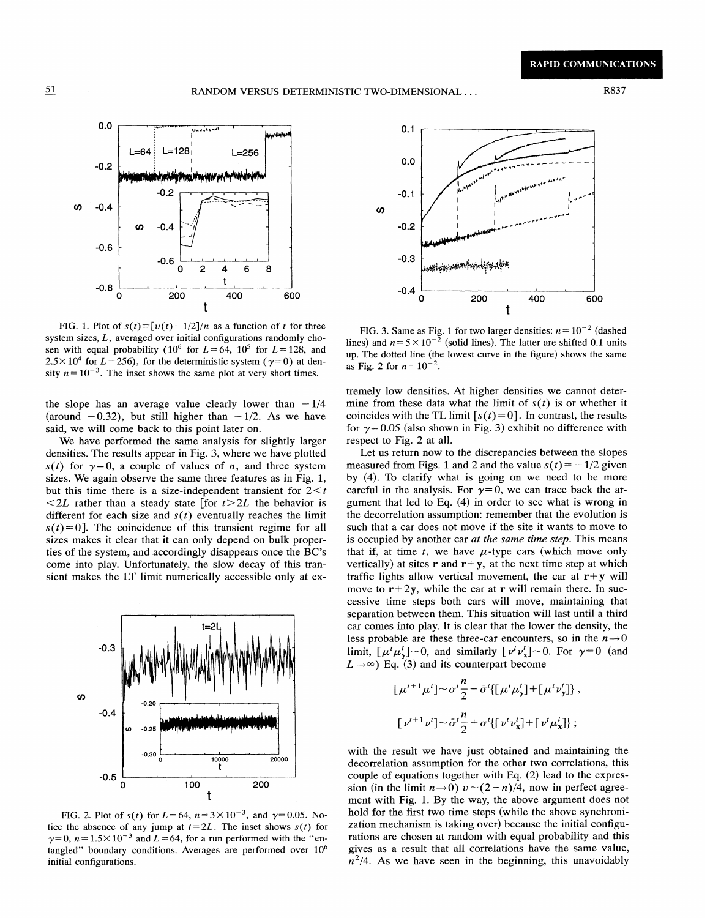FIG. 1. Plot of $s(t) \equiv [v(t) - 1/2]/n$ as a function of $t$ for three system sizes, $L$, averaged over initial configurations randomly chosen with equal probability ($10^6$ for $L=64$, $10^5$ for $L=128$, and $2.5\times10^4$ for $L=256$), for the deterministic system ($\gamma=0$) at density $n=10^{-3}$. The inset shows the same plot at very short times.

the slope has an average value clearly lower than $-1/4$ (around $-0.32$), but still higher than $-1/2$. As we have said, we will come back to this point later on.

We have performed the same analysis for slightly larger densities. The results appear in Fig. 3, where we have plotted $s(t)$ for $\gamma=0$, a couple of values of $n$, and three system sizes. We again observe the same three features as in Fig. 1, but this time there is a size-independent transient for $2<t<2L$ rather than a steady state [for $t>2L$ the behavior is different for each size and $s(t)$ eventually reaches the limit $s(t)=0$]. The coincidence of this transient regime for all sizes makes it clear that it can only depend on bulk properties of the system, and accordingly disappears once the BC's come into play. Unfortunately, the slow decay of this transient makes the LT limit numerically accessible only at extremely low densities. At higher densities we cannot determine from these data what the limit of $s(t)$ is or whether it coincides with the TL limit [$s(t)=0$]. In contrast, the results for $\gamma=0.05$ (also shown in Fig. 3) exhibit no difference with respect to Fig. 2 at all.

FIG. 2. Plot of $s(t)$ for $L=64$, $n=3\times10^{-3}$, and $\gamma=0.05$. Notice the absence of any jump at $t=2L$. The inset shows $s(t)$ for $\gamma=0$, $n=1.5\times10^{-3}$ and $L=64$, for a run performed with the "entangled" boundary conditions. Averages are performed over $10^6$ initial configurations.

FIG. 3. Same as Fig. 1 for two larger densities: $n=10^{-2}$ (dashed lines) and $n=5\times10^{-2}$ (solid lines). The latter are shifted 0.1 units up. The dotted line (the lowest curve in the figure) shows the same as Fig. 2 for $n=10^{-2}$.

Let us return now to the discrepancies between the slopes measured from Figs. 1 and 2 and the value $s(t)=-1/2$ given by (4). To clarify what is going on we need to be more careful in the analysis. For $\gamma=0$, we can trace back the argument that led to Eq. (4) in order to see what is wrong in the decorrelation assumption: remember that the evolution is such that a car does not move if the site it wants to move to is occupied by another car *at the same time step*. This means that if, at time $t$, we have $\mu$-type cars (which move only vertically) at sites $\mathbf{r}$ and $\mathbf{r}+\mathbf{y}$, at the next time step at which traffic lights allow vertical movement, the car at $\mathbf{r}+\mathbf{y}$ will move to $\mathbf{r}+2\mathbf{y}$, while the car at $\mathbf{r}$ will remain there. In successive time steps both cars will move, maintaining that separation between them. This situation will last until a third car comes into play. It is clear that the lower the density, the less probable are these three-car encounters, so in the $n\to0$ limit, $[\mu^t\mu^t_{\mathbf{y}}]\sim0$, and similarly $[\nu^t\nu^t_{\mathbf{x}}]\sim0$. For $\gamma=0$ (and $L\to\infty$) Eq. (3) and its counterpart become

$$[\mu^{t+1}\mu^t]\sim\sigma^t\frac{n}{2}+\bar{\sigma}^t\{[\mu^t\mu^t_{\mathbf{y}}]+[\mu^t\nu^t_{\mathbf{y}}]\},$$

$$[\nu^{t+1}\nu^t]\sim\bar{\sigma}^t\frac{n}{2}+\sigma^t\{[\nu^t\nu^t_{\mathbf{x}}]+[\nu^t\mu^t_{\mathbf{x}}]\};$$

with the result we have just obtained and maintaining the decorrelation assumption for the other two correlations, this couple of equations together with Eq. (2) lead to the expression (in the limit $n\to0$) $v\sim(2-n)/4$, now in perfect agreement with Fig. 1. By the way, the above argument does not hold for the first two time steps (while the above synchronization mechanism is taking over) because the initial configurations are chosen at random with equal probability and this gives as a result that all correlations have the same value, $n^2/4$. As we have seen in the beginning, this unavoidably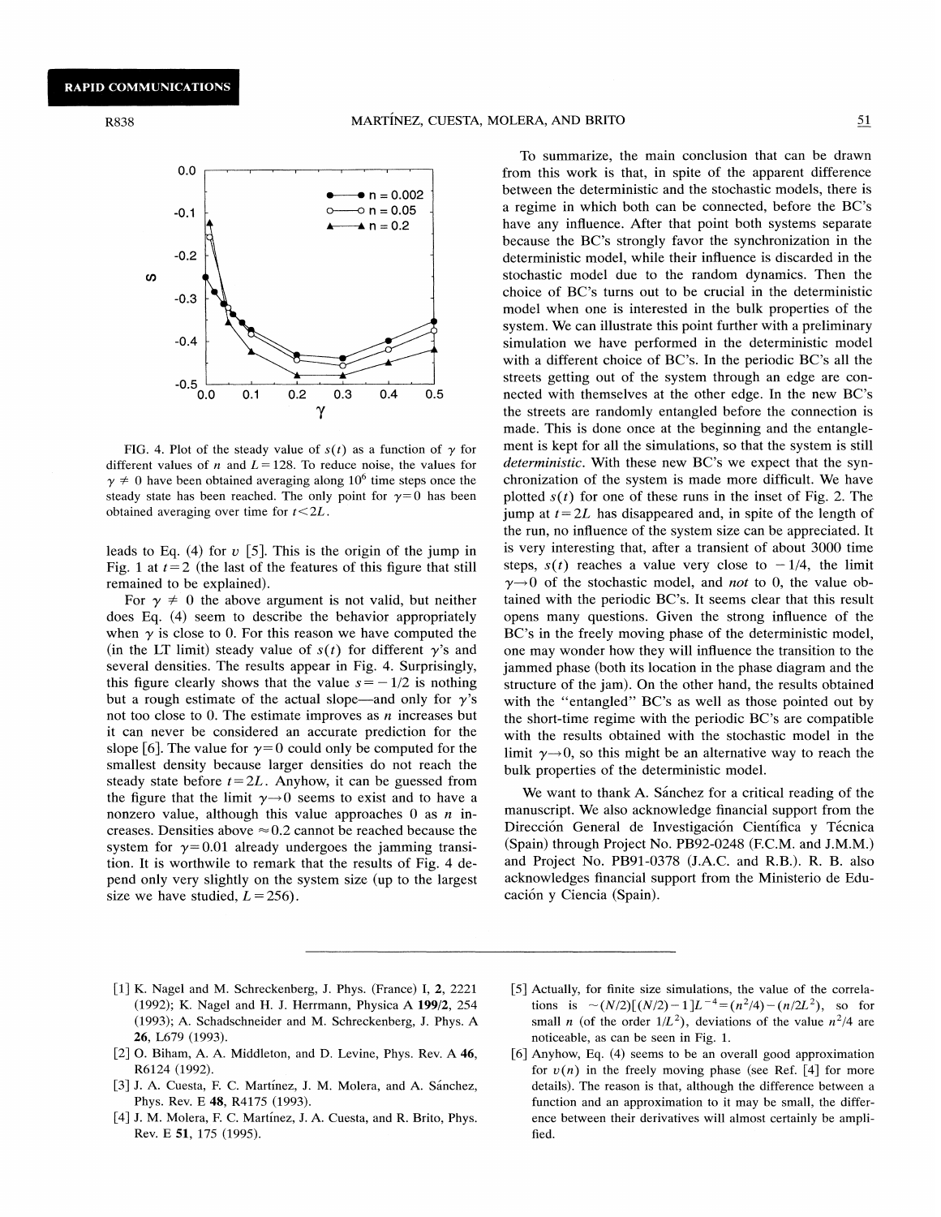0.0

-0.1

-0.2

-0.3

-0.4

-0.5

s

0.0 0.1 0.2 0.3 0.4 0.5

$\gamma$

n = 0.002

n = 0.05

n = 0.2

FIG. 4. Plot of the steady value of $s(t)$ as a function of $\gamma$ for different values of $n$ and $L=128$. To reduce noise, the values for $\gamma \neq 0$ have been obtained averaging along $10^6$ time steps once the steady state has been reached. The only point for $\gamma=0$ has been obtained averaging over time for $t<2L$.

leads to Eq. (4) for $v$ [5]. This is the origin of the jump in Fig. 1 at $t=2$ (the last of the features of this figure that still remained to be explained).

For $\gamma \neq 0$ the above argument is not valid, but neither does Eq. (4) seem to describe the behavior appropriately when $\gamma$ is close to 0. For this reason we have computed the (in the LT limit) steady value of $s(t)$ for different $\gamma$'s and several densities. The results appear in Fig. 4. Surprisingly, this figure clearly shows that the value $s=-1/2$ is nothing but a rough estimate of the actual slope—and only for $\gamma$'s not too close to 0. The estimate improves as $n$ increases but it can never be considered an accurate prediction for the slope [6]. The value for $\gamma=0$ could only be computed for the smallest density because larger densities do not reach the steady state before $t=2L$. Anyhow, it can be guessed from the figure that the limit $\gamma \rightarrow 0$ seems to exist and to have a nonzero value, although this value approaches 0 as $n$ increases. Densities above $\approx 0.2$ cannot be reached because the system for $\gamma=0.01$ already undergoes the jamming transition. It is worthwile to remark that the results of Fig. 4 depend only very slightly on the system size (up to the largest size we have studied, $L=256$).

To summarize, the main conclusion that can be drawn from this work is that, in spite of the apparent difference between the deterministic and the stochastic models, there is a regime in which both can be connected, before the BC's have any influence. After that point both systems separate because the BC's strongly favor the synchronization in the deterministic model, while their influence is discarded in the stochastic model due to the random dynamics. Then the choice of BC's turns out to be crucial in the deterministic model when one is interested in the bulk properties of the system. We can illustrate this point further with a preliminary simulation we have performed in the deterministic model with a different choice of BC's. In the periodic BC's all the streets getting out of the system through an edge are connected with themselves at the other edge. In the new BC's the streets are randomly entangled before the connection is made. This is done once at the beginning and the entanglement is kept for all the simulations, so that the system is still *deterministic*. With these new BC's we expect that the synchronization of the system is made more difficult. We have plotted $s(t)$ for one of these runs in the inset of Fig. 2. The jump at $t=2L$ has disappeared and, in spite of the length of the run, no influence of the system size can be appreciated. It is very interesting that, after a transient of about 3000 time steps, $s(t)$ reaches a value very close to $-1/4$, the limit $\gamma \rightarrow 0$ of the stochastic model, and *not* to 0, the value obtained with the periodic BC's. It seems clear that this result opens many questions. Given the strong influence of the BC's in the freely moving phase of the deterministic model, one may wonder how they will influence the transition to the jammed phase (both its location in the phase diagram and the structure of the jam). On the other hand, the results obtained with the "entangled" BC's as well as those pointed out by the short-time regime with the periodic BC's are compatible with the results obtained with the stochastic model in the limit $\gamma \rightarrow 0$, so this might be an alternative way to reach the bulk properties of the deterministic model.

We want to thank A. Sánchez for a critical reading of the manuscript. We also acknowledge financial support from the Dirección General de Investigación Científica y Técnica (Spain) through Project No. PB92-0248 (F.C.M. and J.M.M.) and Project No. PB91-0378 (J.A.C. and R.B.). R. B. also acknowledges financial support from the Ministerio de Educación y Ciencia (Spain).

---

[1] K. Nagel and M. Schreckenberg, J. Phys. (France) I, **2**, 2221 (1992); K. Nagel and H. J. Herrmann, Physica A **199/2**, 254 (1993); A. Schadschneider and M. Schreckenberg, J. Phys. A **26**, L679 (1993).

[2] O. Biham, A. A. Middleton, and D. Levine, Phys. Rev. A **46**, R6124 (1992).

[3] J. A. Cuesta, F. C. Martínez, J. M. Molera, and A. Sánchez, Phys. Rev. E **48**, R4175 (1993).

[4] J. M. Molera, F. C. Martínez, J. A. Cuesta, and R. Brito, Phys. Rev. E **51**, 175 (1995).

[5] Actually, for finite size simulations, the value of the correlations is $\sim (N/2)[(N/2)-1]L^{-4}=(n^2/4)-(n/2L^2)$, so for small $n$ (of the order $1/L^2$), deviations of the value $n^2/4$ are noticeable, as can be seen in Fig. 1.

[6] Anyhow, Eq. (4) seems to be an overall good approximation for $v(n)$ in the freely moving phase (see Ref. [4] for more details). The reason is that, although the difference between a function and an approximation to it may be small, the difference between their derivatives will almost certainly be amplified.